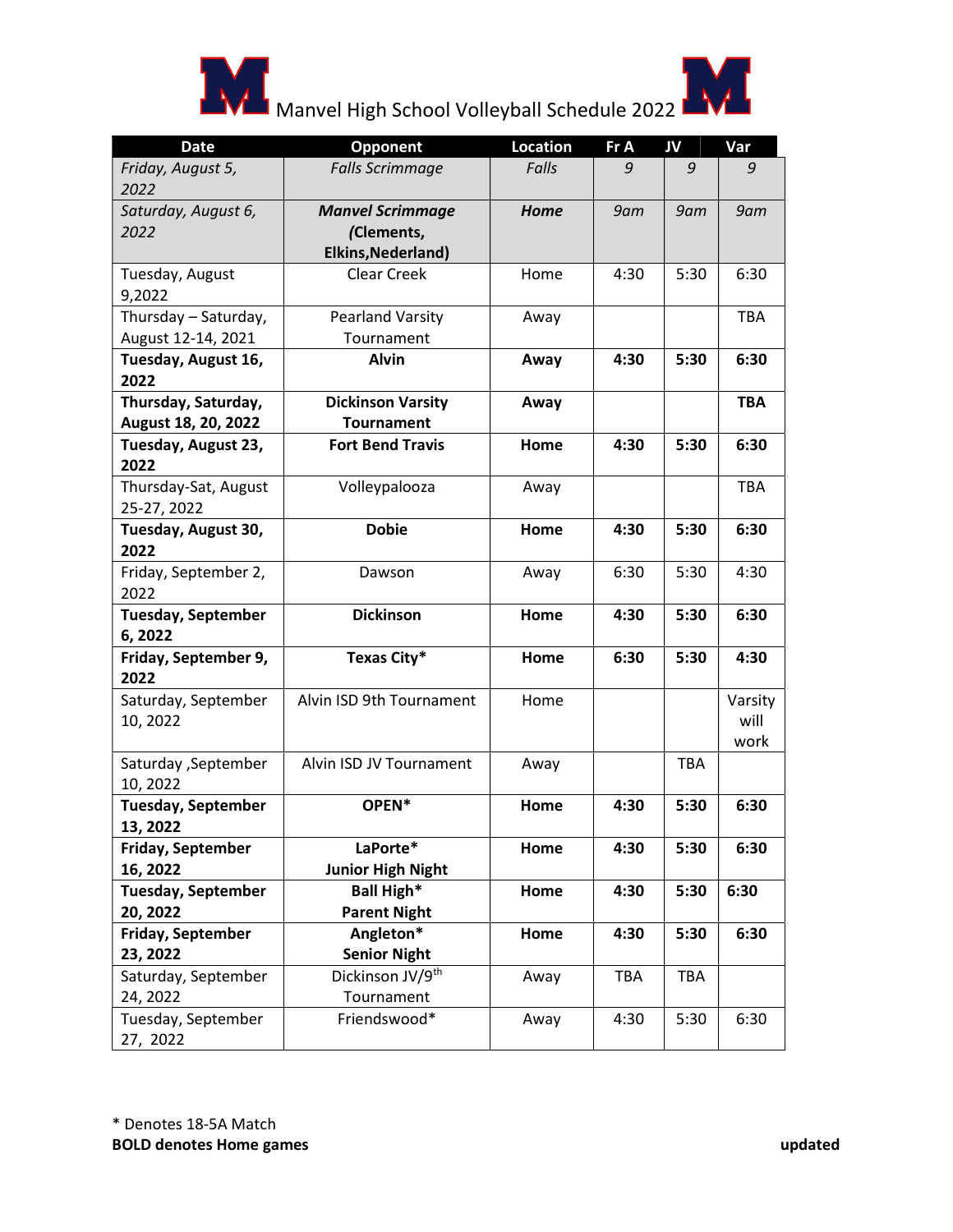# Manvel High School Volleyball Schedule 2022

| Date | Opponent | Location | Fr A | JV | Var |
|---|---|---|---|---|---|
| *Friday, August 5, 2022* | *Falls Scrimmage* | *Falls* | *9* | *9* | *9* |
| *Saturday, August 6, 2022* | ***Manvel Scrimmage (Clements, Elkins,Nederland)*** | ***Home*** | *9am* | *9am* | *9am* |
| Tuesday, August 9,2022 | Clear Creek | Home | 4:30 | 5:30 | 6:30 |
| Thursday – Saturday, August 12-14, 2021 | Pearland Varsity Tournament | Away | | | TBA |
| **Tuesday, August 16, 2022** | **Alvin** | **Away** | **4:30** | **5:30** | **6:30** |
| **Thursday, Saturday, August 18, 20, 2022** | **Dickinson Varsity Tournament** | **Away** | | | **TBA** |
| **Tuesday, August 23, 2022** | **Fort Bend Travis** | **Home** | **4:30** | **5:30** | **6:30** |
| Thursday-Sat, August 25-27, 2022 | Volleypalooza | Away | | | TBA |
| **Tuesday, August 30, 2022** | **Dobie** | **Home** | **4:30** | **5:30** | **6:30** |
| Friday, September 2, 2022 | Dawson | Away | 6:30 | 5:30 | 4:30 |
| **Tuesday, September 6, 2022** | **Dickinson** | **Home** | **4:30** | **5:30** | **6:30** |
| **Friday, September 9, 2022** | **Texas City*** | **Home** | **6:30** | **5:30** | **4:30** |
| Saturday, September 10, 2022 | Alvin ISD 9th Tournament | Home | | | Varsity will work |
| Saturday ,September 10, 2022 | Alvin ISD JV Tournament | Away | | TBA | |
| **Tuesday, September 13, 2022** | **OPEN*** | **Home** | **4:30** | **5:30** | **6:30** |
| **Friday, September 16, 2022** | **LaPorte* Junior High Night** | **Home** | **4:30** | **5:30** | **6:30** |
| **Tuesday, September 20, 2022** | **Ball High* Parent Night** | **Home** | **4:30** | **5:30** | **6:30** |
| **Friday, September 23, 2022** | **Angleton* Senior Night** | **Home** | **4:30** | **5:30** | **6:30** |
| Saturday, September 24, 2022 | Dickinson JV/9th Tournament | Away | TBA | TBA | |
| Tuesday, September 27, 2022 | Friendswood* | Away | 4:30 | 5:30 | 6:30 |

* Denotes 18-5A Match

**BOLD denotes Home games**

**updated**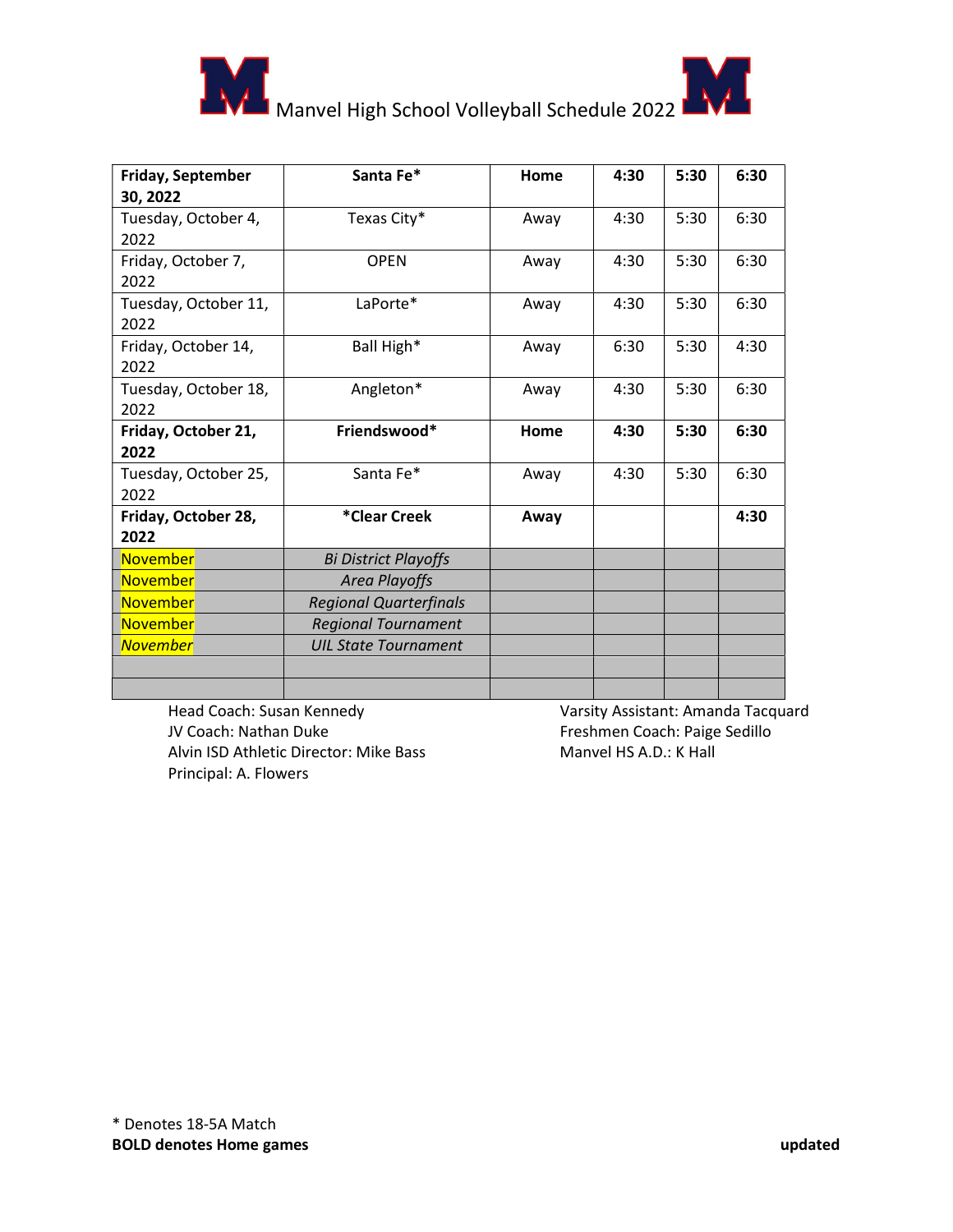# Manvel High School Volleyball Schedule 2022

| | | | | | |
|---|---|---|---|---|---|
| **Friday, September 30, 2022** | **Santa Fe*** | **Home** | **4:30** | **5:30** | **6:30** |
| Tuesday, October 4, 2022 | Texas City* | Away | 4:30 | 5:30 | 6:30 |
| Friday, October 7, 2022 | OPEN | Away | 4:30 | 5:30 | 6:30 |
| Tuesday, October 11, 2022 | LaPorte* | Away | 4:30 | 5:30 | 6:30 |
| Friday, October 14, 2022 | Ball High* | Away | 6:30 | 5:30 | 4:30 |
| Tuesday, October 18, 2022 | Angleton* | Away | 4:30 | 5:30 | 6:30 |
| **Friday, October 21, 2022** | **Friendswood*** | **Home** | **4:30** | **5:30** | **6:30** |
| Tuesday, October 25, 2022 | Santa Fe* | Away | 4:30 | 5:30 | 6:30 |
| **Friday, October 28, 2022** | ***Clear Creek** | **Away** | | | **4:30** |
| November | *Bi District Playoffs* | | | | |
| November | *Area Playoffs* | | | | |
| November | *Regional Quarterfinals* | | | | |
| November | *Regional Tournament* | | | | |
| *November* | *UIL State Tournament* | | | | |
| | | | | | |
| | | | | | |

Head Coach: Susan Kennedy
JV Coach: Nathan Duke
Alvin ISD Athletic Director: Mike Bass
Principal: A. Flowers

Varsity Assistant: Amanda Tacquard
Freshmen Coach: Paige Sedillo
Manvel HS A.D.: K Hall

* Denotes 18-5A Match
**BOLD denotes Home games**

**updated**